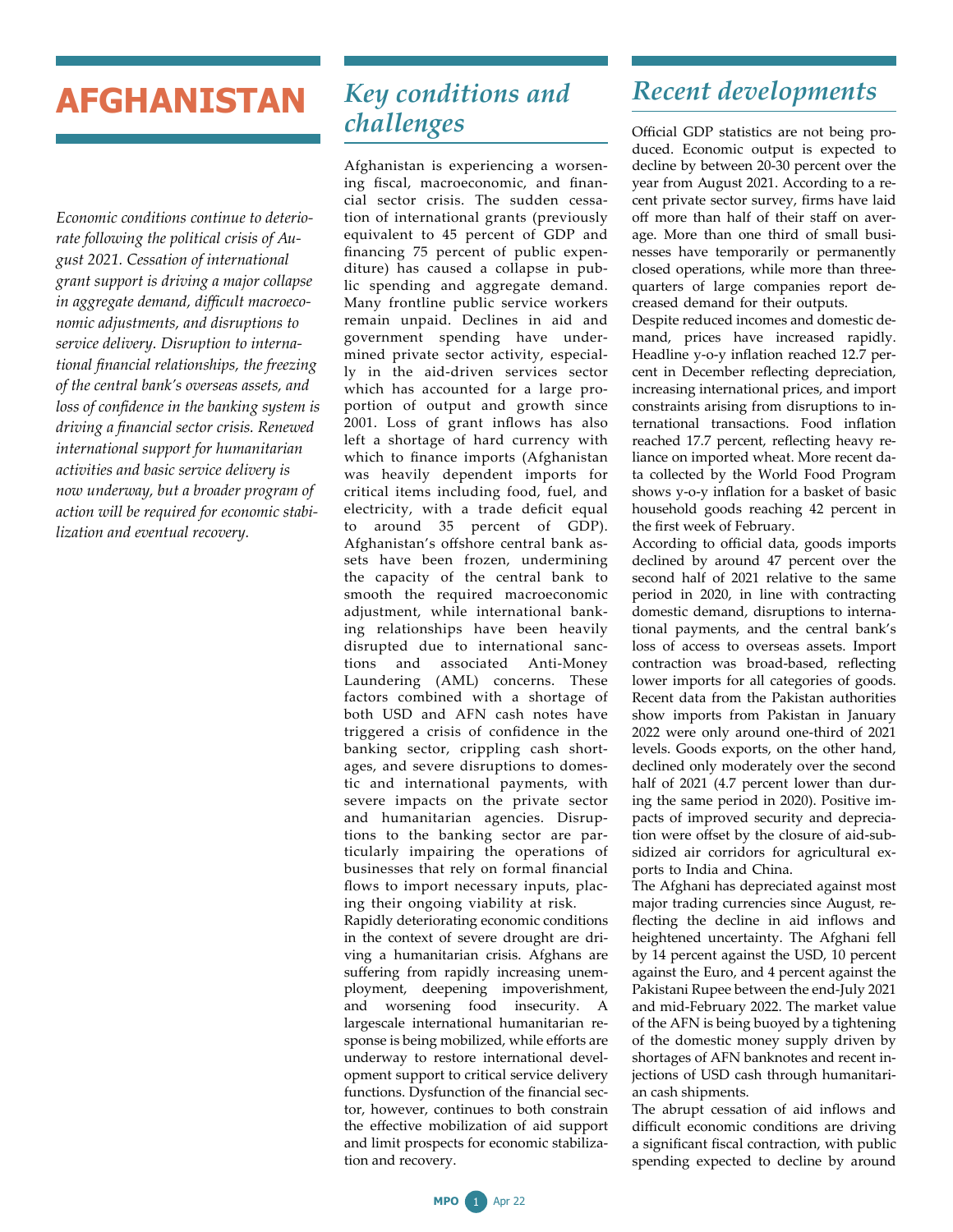# AFGHANISTAN

*Economic conditions continue to deteriorate following the political crisis of August 2021. Cessation of international grant support is driving a major collapse in aggregate demand, difficult macroeconomic adjustments, and disruptions to service delivery. Disruption to international financial relationships, the freezing of the central bank's overseas assets, and loss of confidence in the banking system is driving a financial sector crisis. Renewed international support for humanitarian activities and basic service delivery is now underway, but a broader program of action will be required for economic stabilization and eventual recovery.*

## Key conditions and challenges

Afghanistan is experiencing a worsening fiscal, macroeconomic, and financial sector crisis. The sudden cessation of international grants (previously equivalent to 45 percent of GDP and financing 75 percent of public expenditure) has caused a collapse in public spending and aggregate demand. Many frontline public service workers remain unpaid. Declines in aid and government spending have undermined private sector activity, especially in the aid-driven services sector which has accounted for a large proportion of output and growth since 2001. Loss of grant inflows has also left a shortage of hard currency with which to finance imports (Afghanistan was heavily dependent imports for critical items including food, fuel, and electricity, with a trade deficit equal to around 35 percent of GDP). Afghanistan's offshore central bank assets have been frozen, undermining the capacity of the central bank to smooth the required macroeconomic adjustment, while international banking relationships have been heavily disrupted due to international sanctions and associated Anti-Money Laundering (AML) concerns. These factors combined with a shortage of both USD and AFN cash notes have triggered a crisis of confidence in the banking sector, crippling cash shortages, and severe disruptions to domestic and international payments, with severe impacts on the private sector and humanitarian agencies. Disruptions to the banking sector are particularly impairing the operations of businesses that rely on formal financial flows to import necessary inputs, placing their ongoing viability at risk.

Rapidly deteriorating economic conditions in the context of severe drought are driving a humanitarian crisis. Afghans are suffering from rapidly increasing unemployment, deepening impoverishment, and worsening food insecurity. A largescale international humanitarian response is being mobilized, while efforts are underway to restore international development support to critical service delivery functions. Dysfunction of the financial sector, however, continues to both constrain the effective mobilization of aid support and limit prospects for economic stabilization and recovery.

## Recent developments

Official GDP statistics are not being produced. Economic output is expected to decline by between 20-30 percent over the year from August 2021. According to a recent private sector survey, firms have laid off more than half of their staff on average. More than one third of small businesses have temporarily or permanently closed operations, while more than three-quarters of large companies report decreased demand for their outputs.

Despite reduced incomes and domestic demand, prices have increased rapidly. Headline y-o-y inflation reached 12.7 percent in December reflecting depreciation, increasing international prices, and import constraints arising from disruptions to international transactions. Food inflation reached 17.7 percent, reflecting heavy reliance on imported wheat. More recent data collected by the World Food Program shows y-o-y inflation for a basket of basic household goods reaching 42 percent in the first week of February.

According to official data, goods imports declined by around 47 percent over the second half of 2021 relative to the same period in 2020, in line with contracting domestic demand, disruptions to international payments, and the central bank's loss of access to overseas assets. Import contraction was broad-based, reflecting lower imports for all categories of goods. Recent data from the Pakistan authorities show imports from Pakistan in January 2022 were only around one-third of 2021 levels. Goods exports, on the other hand, declined only moderately over the second half of 2021 (4.7 percent lower than during the same period in 2020). Positive impacts of improved security and depreciation were offset by the closure of aid-subsidized air corridors for agricultural exports to India and China.

The Afghani has depreciated against most major trading currencies since August, reflecting the decline in aid inflows and heightened uncertainty. The Afghani fell by 14 percent against the USD, 10 percent against the Euro, and 4 percent against the Pakistani Rupee between the end-July 2021 and mid-February 2022. The market value of the AFN is being buoyed by a tightening of the domestic money supply driven by shortages of AFN banknotes and recent injections of USD cash through humanitarian cash shipments.

The abrupt cessation of aid inflows and difficult economic conditions are driving a significant fiscal contraction, with public spending expected to decline by around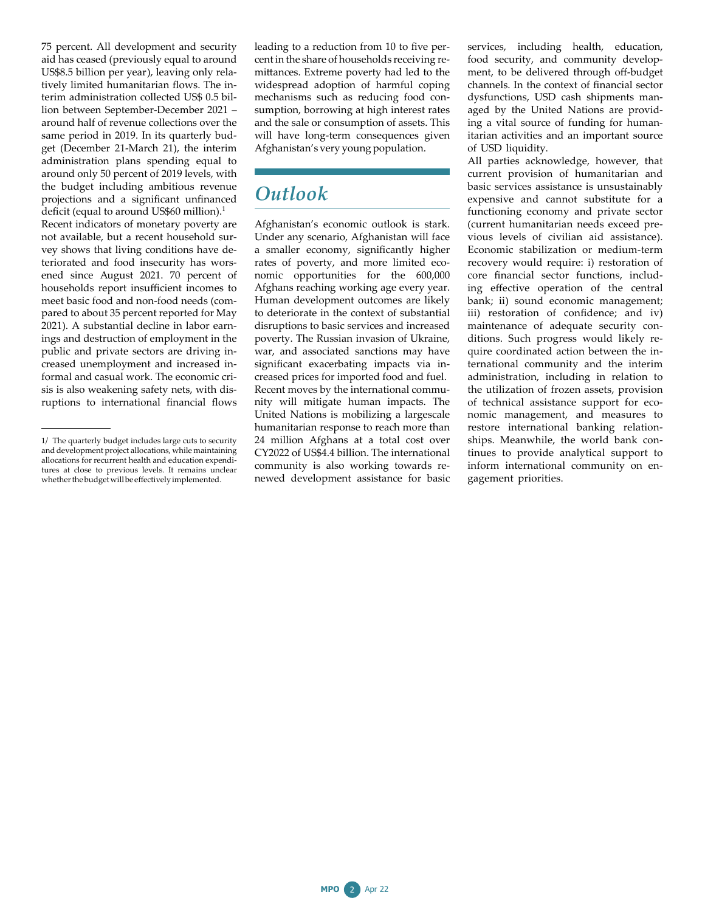75 percent. All development and security aid has ceased (previously equal to around US$8.5 billion per year), leaving only relatively limited humanitarian flows. The interim administration collected US$ 0.5 billion between September-December 2021 – around half of revenue collections over the same period in 2019. In its quarterly budget (December 21-March 21), the interim administration plans spending equal to around only 50 percent of 2019 levels, with the budget including ambitious revenue projections and a significant unfinanced deficit (equal to around US$60 million).[1]

Recent indicators of monetary poverty are not available, but a recent household survey shows that living conditions have deteriorated and food insecurity has worsened since August 2021. 70 percent of households report insufficient incomes to meet basic food and non-food needs (compared to about 35 percent reported for May 2021). A substantial decline in labor earnings and destruction of employment in the public and private sectors are driving increased unemployment and increased informal and casual work. The economic crisis is also weakening safety nets, with disruptions to international financial flows leading to a reduction from 10 to five percent in the share of households receiving remittances. Extreme poverty had led to the widespread adoption of harmful coping mechanisms such as reducing food consumption, borrowing at high interest rates and the sale or consumption of assets. This will have long-term consequences given Afghanistan's very young population.

## *Outlook*

Afghanistan's economic outlook is stark. Under any scenario, Afghanistan will face a smaller economy, significantly higher rates of poverty, and more limited economic opportunities for the 600,000 Afghans reaching working age every year. Human development outcomes are likely to deteriorate in the context of substantial disruptions to basic services and increased poverty. The Russian invasion of Ukraine, war, and associated sanctions may have significant exacerbating impacts via increased prices for imported food and fuel.

Recent moves by the international community will mitigate human impacts. The United Nations is mobilizing a largescale humanitarian response to reach more than 24 million Afghans at a total cost over CY2022 of US$4.4 billion. The international community is also working towards renewed development assistance for basic services, including health, education, food security, and community development, to be delivered through off-budget channels. In the context of financial sector dysfunctions, USD cash shipments managed by the United Nations are providing a vital source of funding for humanitarian activities and an important source of USD liquidity.

All parties acknowledge, however, that current provision of humanitarian and basic services assistance is unsustainably expensive and cannot substitute for a functioning economy and private sector (current humanitarian needs exceed previous levels of civilian aid assistance). Economic stabilization or medium-term recovery would require: i) restoration of core financial sector functions, including effective operation of the central bank; ii) sound economic management; iii) restoration of confidence; and iv) maintenance of adequate security conditions. Such progress would likely require coordinated action between the international community and the interim administration, including in relation to the utilization of frozen assets, provision of technical assistance support for economic management, and measures to restore international banking relationships. Meanwhile, the world bank continues to provide analytical support to inform international community on engagement priorities.

---

1/ The quarterly budget includes large cuts to security and development project allocations, while maintaining allocations for recurrent health and education expenditures at close to previous levels. It remains unclear whether the budget will be effectively implemented.